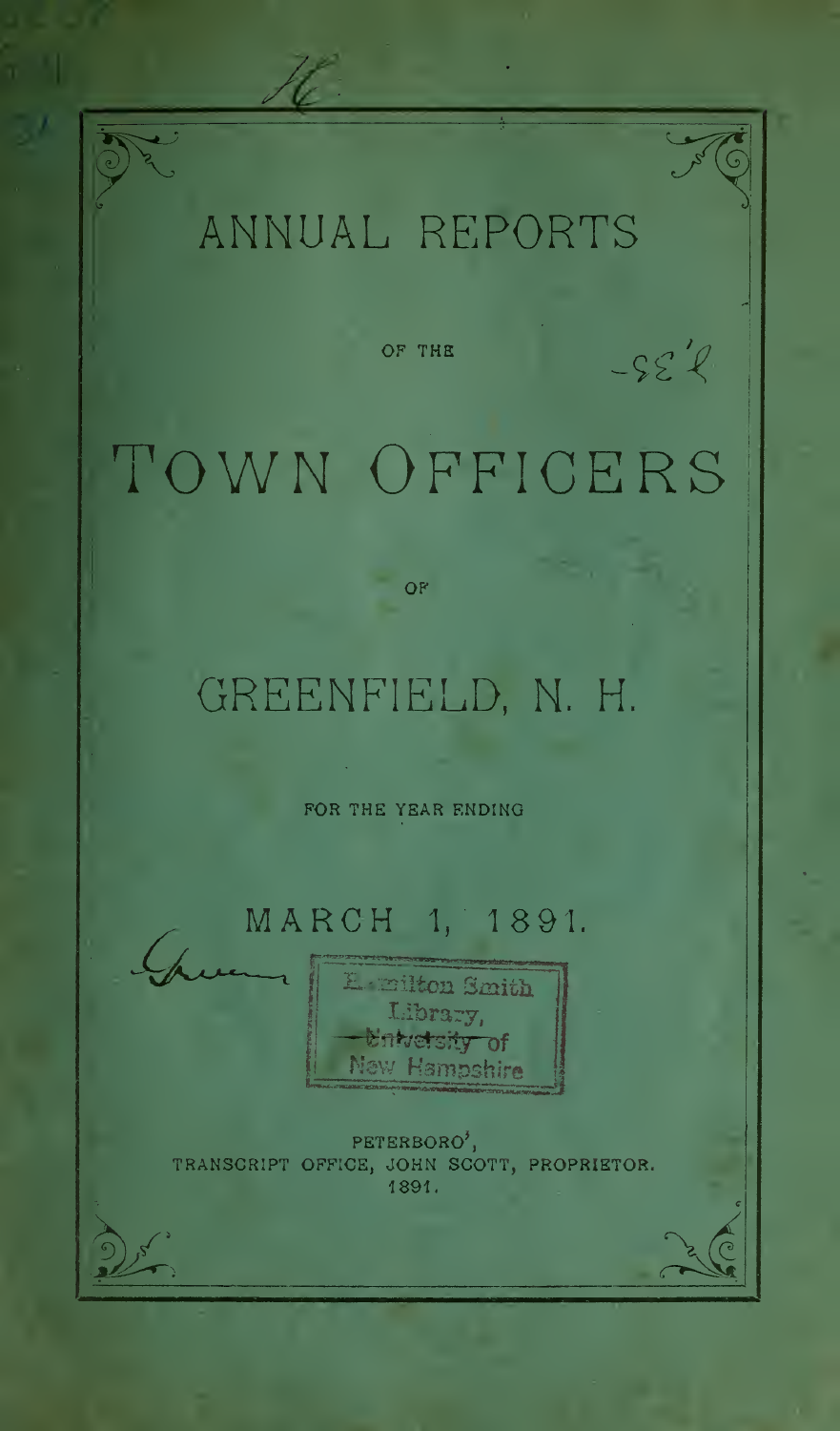# ANNUAL REPORTS

OF THE

# TOWN OFFICERS

OF

# GREENFIELD, N. H.

FOR THE YEAR ENDING

## MARCH 1, 1891.

Hamilton Smith Library, University of New Hampshire

PETERBORO',
TRANSCRIPT OFFICE, JOHN SCOTT, PROPRIETOR.
1891.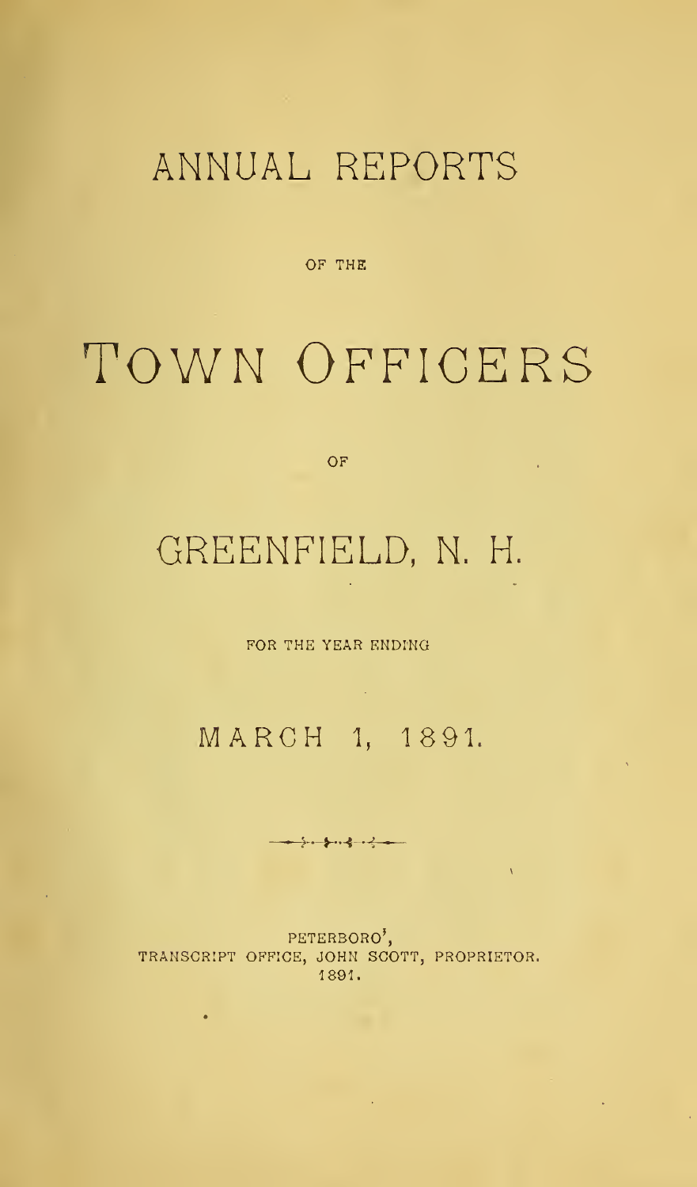# ANNUAL REPORTS

OF THE

# TOWN OFFICERS

OF

# GREENFIELD, N. H.

FOR THE YEAR ENDING

## MARCH 1, 1891.

PETERBORO',
TRANSCRIPT OFFICE, JOHN SCOTT, PROPRIETOR.
1891.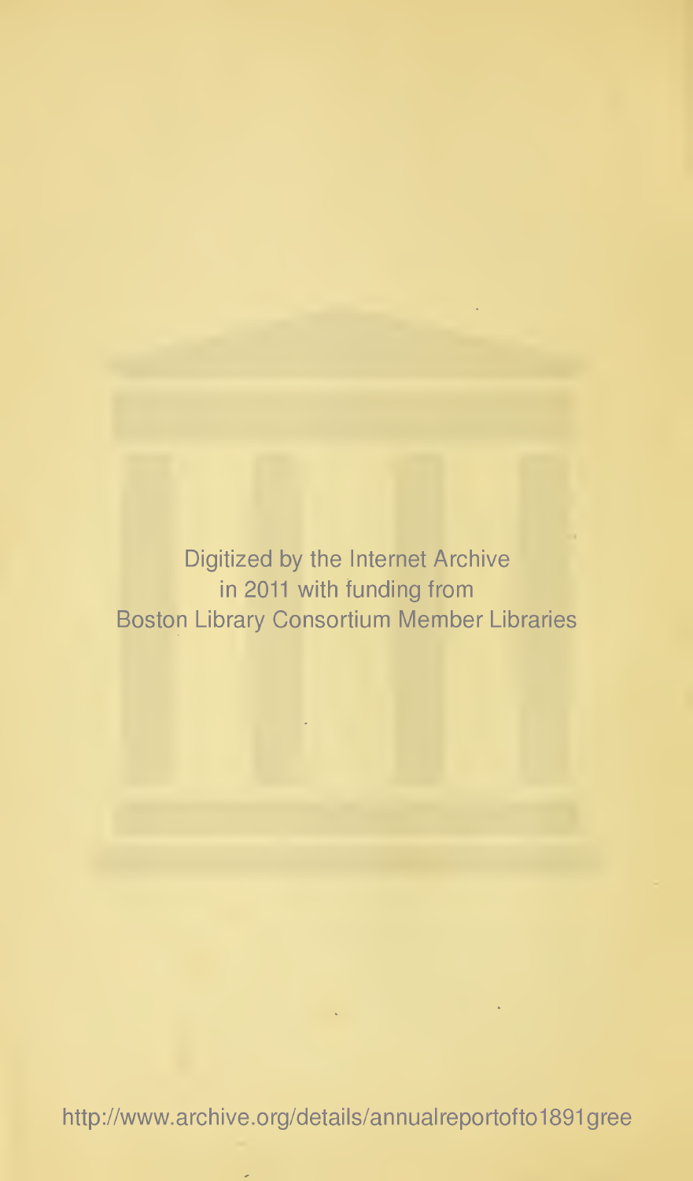Digitized by the Internet Archive
in 2011 with funding from
Boston Library Consortium Member Libraries

http://www.archive.org/details/annualreportofto1891gree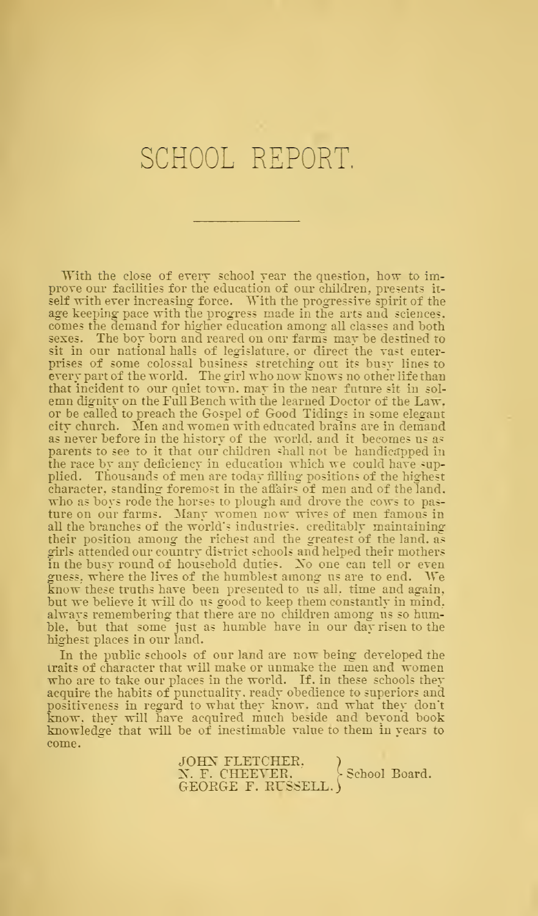# SCHOOL REPORT.

With the close of every school year the question, how to improve our facilities for the education of our children, presents itself with ever increasing force. With the progressive spirit of the age keeping pace with the progress made in the arts and sciences, comes the demand for higher education among all classes and both sexes. The boy born and reared on our farms may be destined to sit in our national halls of legislature, or direct the vast enterprises of some colossal business stretching out its busy lines to every part of the world. The girl who now knows no other life than that incident to our quiet town, may in the near future sit in solemn dignity on the Full Bench with the learned Doctor of the Law, or be called to preach the Gospel of Good Tidings in some elegant city church. Men and women with educated brains are in demand as never before in the history of the world, and it becomes us as parents to see to it that our children shall not be handicapped in the race by any deficiency in education which we could have supplied. Thousands of men are today filling positions of the highest character, standing foremost in the affairs of men and of the land, who as boys rode the horses to plough and drove the cows to pasture on our farms. Many women now wives of men famous in all the branches of the world's industries, creditably maintaining their position among the richest and the greatest of the land, as girls attended our country district schools and helped their mothers in the busy round of household duties. No one can tell or even guess, where the lives of the humblest among us are to end. We know these truths have been presented to us all, time and again, but we believe it will do us good to keep them constantly in mind, always remembering that there are no children among us so humble, but that some just as humble have in our day risen to the highest places in our land.

In the public schools of our land are now being developed the traits of character that will make or unmake the men and women who are to take our places in the world. If, in these schools they acquire the habits of punctuality, ready obedience to superiors and positiveness in regard to what they know, and what they don't know, they will have acquired much beside and beyond book knowledge that will be of inestimable value to them in years to come.

JOHN FLETCHER,
N. F. CHEEVER, } School Board.
GEORGE F. RUSSELL.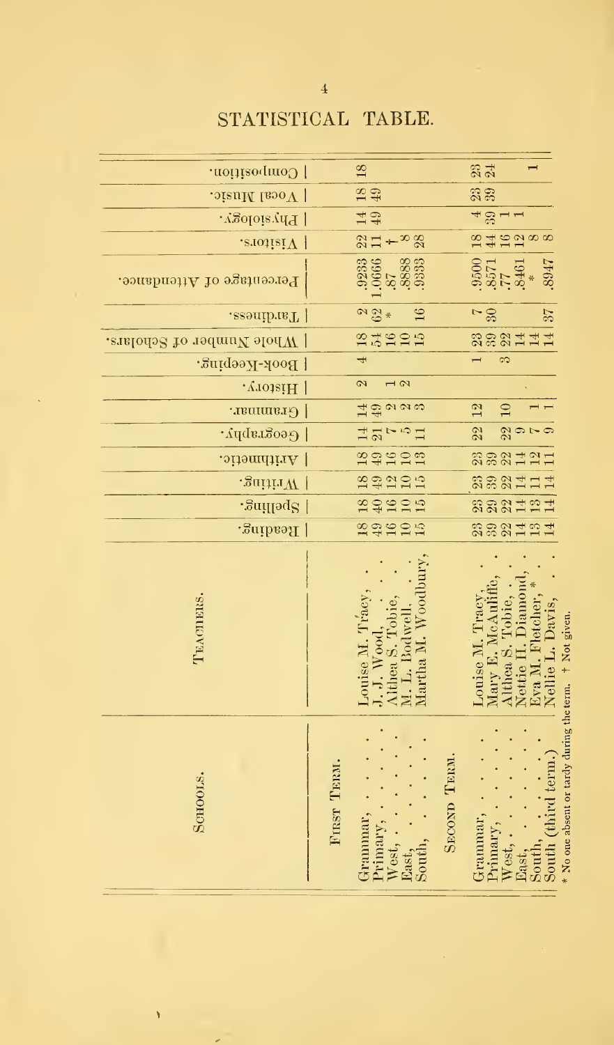# STATISTICAL TABLE.

| Schools. | Teachers. | Reading. | Spelling. | Writing. | Arithmetic. | Geography. | Grammar. | History. | Book-Keeping. | Whole Number of Scholars. | Tardiness. | Percentage of Attendance. | Visitors. | Physiology. | Vocal Music. | Composition. |
|---|---|---|---|---|---|---|---|---|---|---|---|---|---|---|---|---|
| FIRST TERM. | | | | | | | | | | | | | | | | |
| Grammar, | Louise M. Tracy, | 18 | 18 | 18 | 18 | 14 | 14 | 2 | 4 | 18 | 2 | .9233 | 22 | 14 | 18 | 18 |
| Primary, | J. J. Wood, | 49 | 40 | 49 | 49 | 21 | 49 | | | 54 | 62 | 1.0666 | 11 | 49 | 49 | |
| West, | Althea S. Tobie, | 16 | 16 | 12 | 16 | 7 | 2 | | | 16 | * | .87 | † | | | |
| East, | M. L. Bodwell, | 10 | 10 | 10 | 10 | 5 | 2 | 1 | | 10 | | .8888 | 8 | | | |
| South, | Martha M. Woodbury, | 15 | 15 | 15 | 13 | 11 | 3 | 2 | | 15 | 16 | .9333 | 28 | | | |
| SECOND TERM. | | | | | | | | | | | | | | | | |
| Grammar, | Louise M. Tracy, | 23 | 23 | 23 | 23 | 22 | 12 | | 1 | 23 | 7 | .9500 | 18 | 4 | 23 | 23 |
| Primary, | Mary E. McAuliffe, | 39 | 29 | 39 | 39 | | | | | 39 | 30 | .8571 | 44 | 39 | 39 | 24 |
| West, | Althea S. Tobie, | 22 | 22 | 22 | 22 | 22 | 10 | | 3 | 22 | | .77 | 16 | 1 | | 1 |
| East, | Nettie H. Diamond, | 14 | 14 | 14 | 14 | 9 | | | | 14 | | .8461 | 12 | 1 | | |
| South, | Eva M. Fletcher, * | 13 | 13 | 11 | 12 | 7 | 1 | | | 14 | | * | 8 | | | |
| South (third term.) | Nellie L. Davis, | 14 | 14 | 14 | 11 | 9 | 1 | | | 14 | 37 | .8947 | 8 | | | |

* No one absent or tardy during the term. † Not given.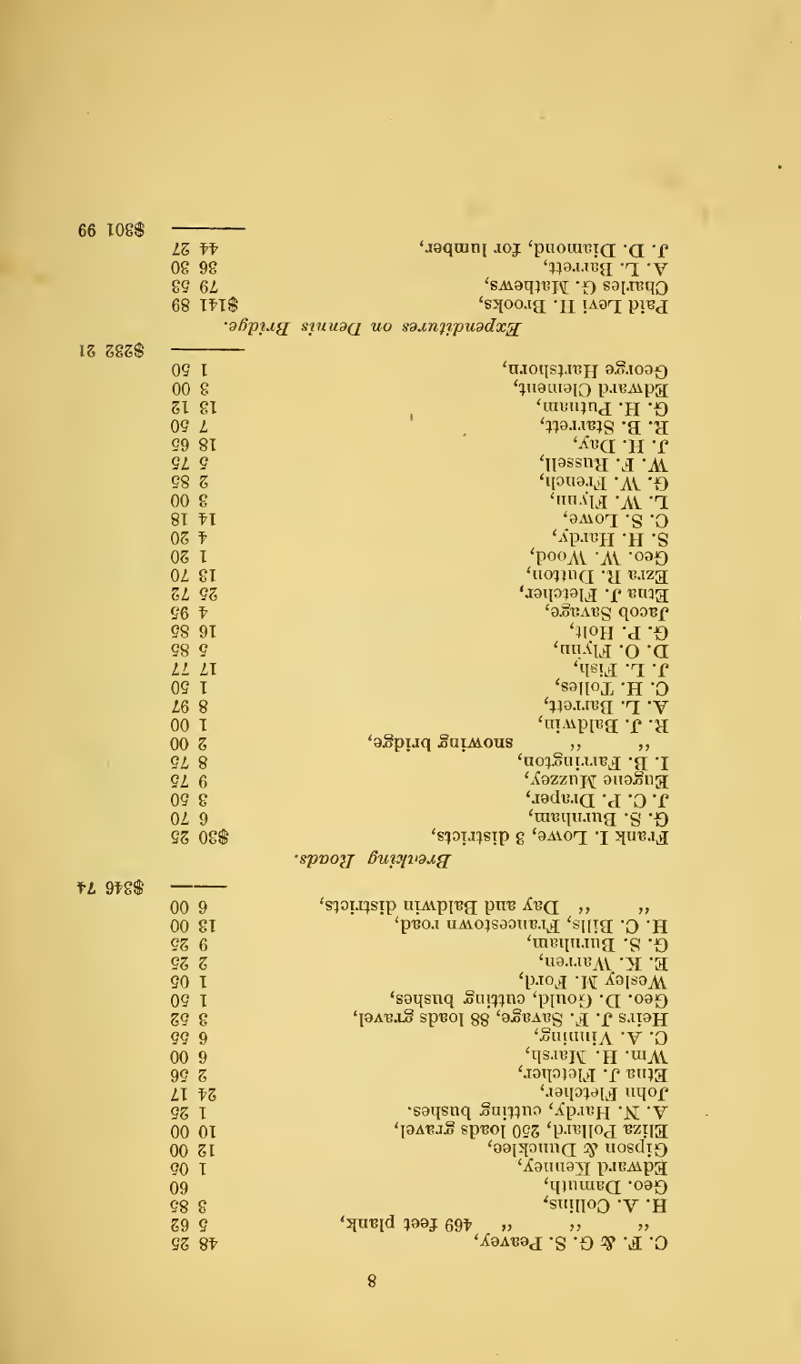| | | |
|---|---|---|
| C. F. & G. S. Peavey, | $48 25 | |
| " " 469 feet plank, | 5 62 | |
| H. A. Collins, | 3 85 | |
| Geo. Damuth, | 60 | |
| Edward Kenney, | 1 05 | |
| Gipson & Dunklee, | 12 00 | |
| Eliza Pollard, 250 loads gravel, | 10 00 | |
| A. N. Hardy, cutting bushes, | 1 25 | |
| John Fletcher, | 24 17 | |
| Etna J. Fletcher, | 2 95 | |
| Wm. H. Marsh, | 6 00 | |
| C. A. Vining, | 6 55 | |
| Heirs J. F. Savage, 88 loads gravel, | 3 52 | |
| Geo. D. Gould, cutting bushes, | 1 50 | |
| Wesley M. Ford, | 1 05 | |
| E. K. Warren, | 2 25 | |
| G. S. Burnham, | 9 25 | |
| H. C. Bills, Francestown road, | 13 00 | |
| " " Day and Baldwin districts, | 6 00 | |
| | | $346 74 |

*Breaking Roads.*

| | | |
|---|---|---|
| Frank I. Lowe, 3 districts, | $30 25 | |
| G. S. Burnham, | 6 70 | |
| J. C. P. Draper, | 3 50 | |
| Eugene Muzzey, | 9 75 | |
| I. B. Farrington, | 8 75 | |
| " " snowing bridge, | 2 00 | |
| R. J. Baldwin, | 1 00 | |
| A. L. Barrett, | 8 97 | |
| C. H. Tolles, | 1 50 | |
| J. L. Fish, | 17 77 | |
| D. O. Flynn, | 5 85 | |
| G. P. Holt, | 16 85 | |
| Jacob Savage, | 4 95 | |
| Etna J. Fletcher, | 25 72 | |
| Ezra R. Dutton, | 13 70 | |
| Geo. W. Wood, | 1 20 | |
| S. H. Hardy, | 4 20 | |
| C. S. Lowe, | 14 18 | |
| L. W. Flynn, | 3 00 | |
| G. W. French, | 2 85 | |
| W. F. Russell, | 5 75 | |
| J. H. Day, | 18 65 | |
| R. B. Starrett, | 7 50 | |
| G. H. Putnam, | 13 12 | |
| Edward Clement, | 3 00 | |
| George Hartshorn, | 1 50 | |
| | | $232 21 |

*Expenditures on Dennis Bridge.*

| | | |
|---|---|---|
| Paid Levi H. Brooks, | $141 89 | |
| Charles G. Mathews, | 79 53 | |
| A. L. Barrett, | 36 30 | |
| J. D. Diamond, for lumber, | 44 27 | |
| | | $301 99 |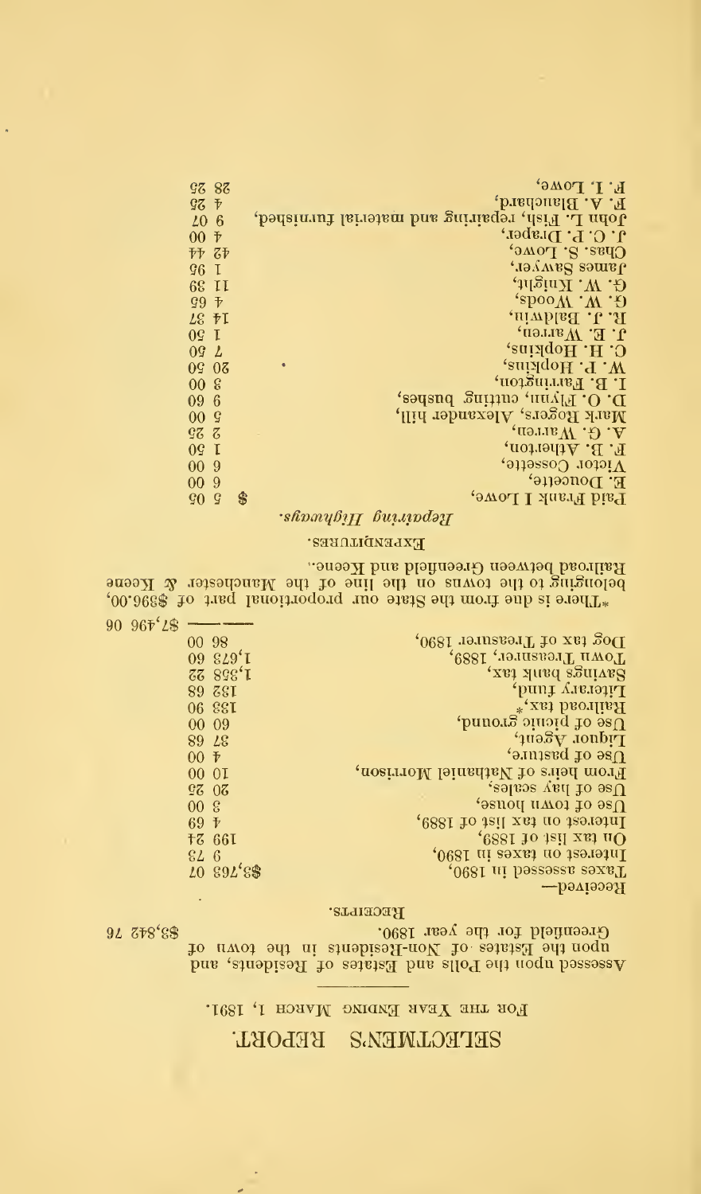# SELECTMEN'S REPORT.

For the Year Ending March 1, 1891.

Assessed upon the Polls and Estates of Residents, and upon the Estates of Non-Residents in the town of Greenfield for the year 1890. $3,842 76

## Receipts.

Received—

| | |
|---|---|
| Taxes assessed in 1890, | $3,763 07 |
| Interest on taxes in 1890, | 9 73 |
| On tax list of 1889, | 199 24 |
| Interest on tax list of 1889, | 4 69 |
| Use of town house, | 3 00 |
| Use of hay scales, | 20 25 |
| From heirs of Nathaniel Morrison, | 10 00 |
| Use of pasture, | 4 00 |
| Liquor Agent, | 37 68 |
| Use of picnic ground, | 60 00 |
| Railroad tax,* | 133 90 |
| Literary fund, | 132 68 |
| Savings bank tax, | 1,338 22 |
| Town Treasurer, 1889, | 1,673 60 |
| Dog tax of Treasurer 1890, | 86 00 |
| | $7,496 06 |

*There is due from the State our proportional part of $396.00, belonging to the towns on the line of the Manchester & Keene Railroad between Greenfield and Keene.

## Expenditures.

### *Repairing Highways.*

| | |
|---|---|
| Paid Frank I Lowe, | $ 5 05 |
| E. Doucette, | 6 00 |
| Victor Cossette, | 6 00 |
| F. B. Atherton, | 1 50 |
| A. G. Warren, | 2 25 |
| Mark Rogers, Alexander hill, | 5 00 |
| D. O. Flynn, cutting bushes, | 9 60 |
| I. B. Farrington, | 3 00 |
| W. P. Hopkins, | 20 50 |
| C. H. Hopkins, | 7 50 |
| J. E. Warren, | 1 50 |
| R. J. Baldwin, | 14 37 |
| G. W. Woods, | 4 65 |
| G. W. Knight, | 11 39 |
| James Sawyer, | 1 95 |
| Chas. S. Lowe, | 42 44 |
| J. C. P. Draper, | 4 00 |
| John L. Fish, repairing and material furnished, | 9 07 |
| F. A. Blanchard, | 4 25 |
| F. I. Lowe, | 28 25 |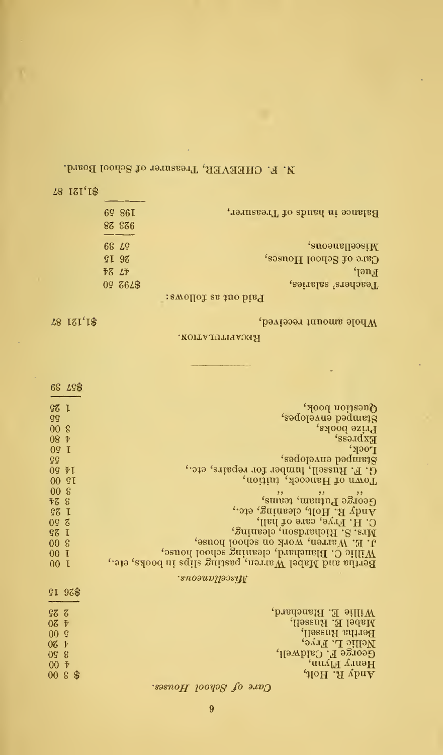*Care of School Houses.*

| | |
|---|---|
| Andy R. Holt, | $ 3 00 |
| Henry Flynn, | 4 00 |
| George F. Caldwell, | 3 50 |
| Nellie L. Frye, | 4 20 |
| Bertha Russell, | 5 00 |
| Mabel E. Russell, | 4 20 |
| Willie E. Blanchard, | 2 25 |
| | $26 15 |

*Miscellaneous.*

| | |
|---|---|
| Bertha and Mabel Warren, pasting slips in books, etc., | 1 00 |
| Willie C. Blanchard, cleaning school house, | 1 00 |
| J. E. Warren, work on school house, | 3 00 |
| Mrs. S. Richardson, cleaning, | 1 25 |
| C. H. Frye, care of hall, | 2 50 |
| Andy R. Holt, cleaning, etc., | 1 25 |
| George Putnam, teams, | 3 24 |
| " " " | 3 00 |
| Town of Hancock, tuition, | 15 00 |
| G. F. Russell, lumber for repairs, etc., | 14 50 |
| Stamped envelopes, | 55 |
| Lock, | 1 50 |
| Express, | 4 80 |
| Prize books, | 3 00 |
| Stamped envelopes, | 55 |
| Question book, | 1 25 |
| | $57 39 |

RECAPITULATION.

| | | |
|---|---|---|
| Whole amount received, | | $1,121 87 |
| Paid out as follows: | | |
| Teachers' salaries, | $792 50 | |
| Fuel, | 47 24 | |
| Care of School Houses, | 26 15 | |
| Miscellaneous, | 57 39 | |
| | 923 28 | |
| Balance in hands of Treasurer, | 198 59 | |
| | | $1,121 87 |

N. F. CHEEVER, Treasurer of School Board.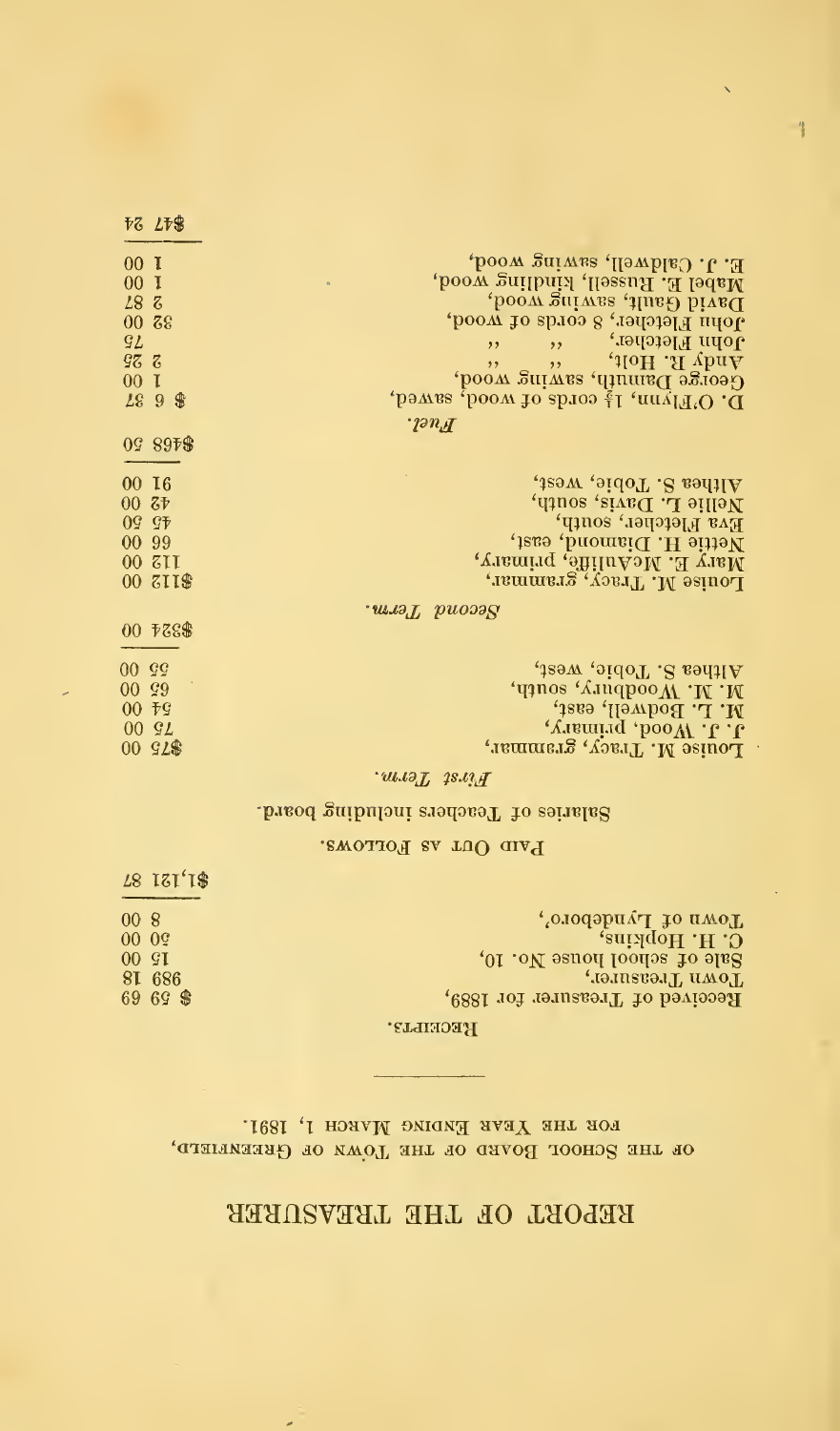# REPORT OF THE TREASURER

OF THE SCHOOL BOARD OF THE TOWN OF GREENFIELD,
FOR THE YEAR ENDING MARCH 1, 1891.

---

RECEIPTS.

| | |
|---|---|
| Received of Treasurer for 1889, | $ 59 69 |
| Town Treasurer, | 989 18 |
| Sale of school house No. 10, | 15 00 |
| C. H. Hopkins, | 50 00 |
| Town of Lyndeboro', | 8 00 |
| | $1,121 87 |

PAID OUT AS FOLLOWS.

Salaries of Teachers including board.

*First Term.*

| | |
|---|---|
| Louise M. Tracy, grammar, | $75 00 |
| J. J. Wood, primary, | 75 00 |
| M. L. Bodwell, east, | 54 00 |
| M. M. Woodbury, south, | 65 00 |
| Althea S. Tobie, west, | 55 00 |
| | $324 00 |

*Second Term.*

| | |
|---|---|
| Louise M. Tracy, grammar, | $112 00 |
| Mary E. McAuliffe, primary, | 112 00 |
| Nettie H. Diamond, east, | 66 00 |
| Eva Fletcher, south, | 45 50 |
| Nellie L. Davis, south, | 42 00 |
| Althea S. Tobie, west, | 91 00 |
| | $468 50 |

*Fuel.*

| | |
|---|---|
| D. O'Flynn, 1¾ cords of wood, sawed, | $ 6 37 |
| George Dannuth, sawing wood, | 1 00 |
| Andy R. Holt, " " | 2 25 |
| John Fletcher, " " | 75 |
| John Fletcher, 8 cords of wood, | 32 00 |
| David Gault, sawing wood, | 2 87 |
| Mabel E. Russell, kindling wood, | 1 00 |
| E. J. Caldwell, sawing wood, | 1 00 |
| | $47 24 |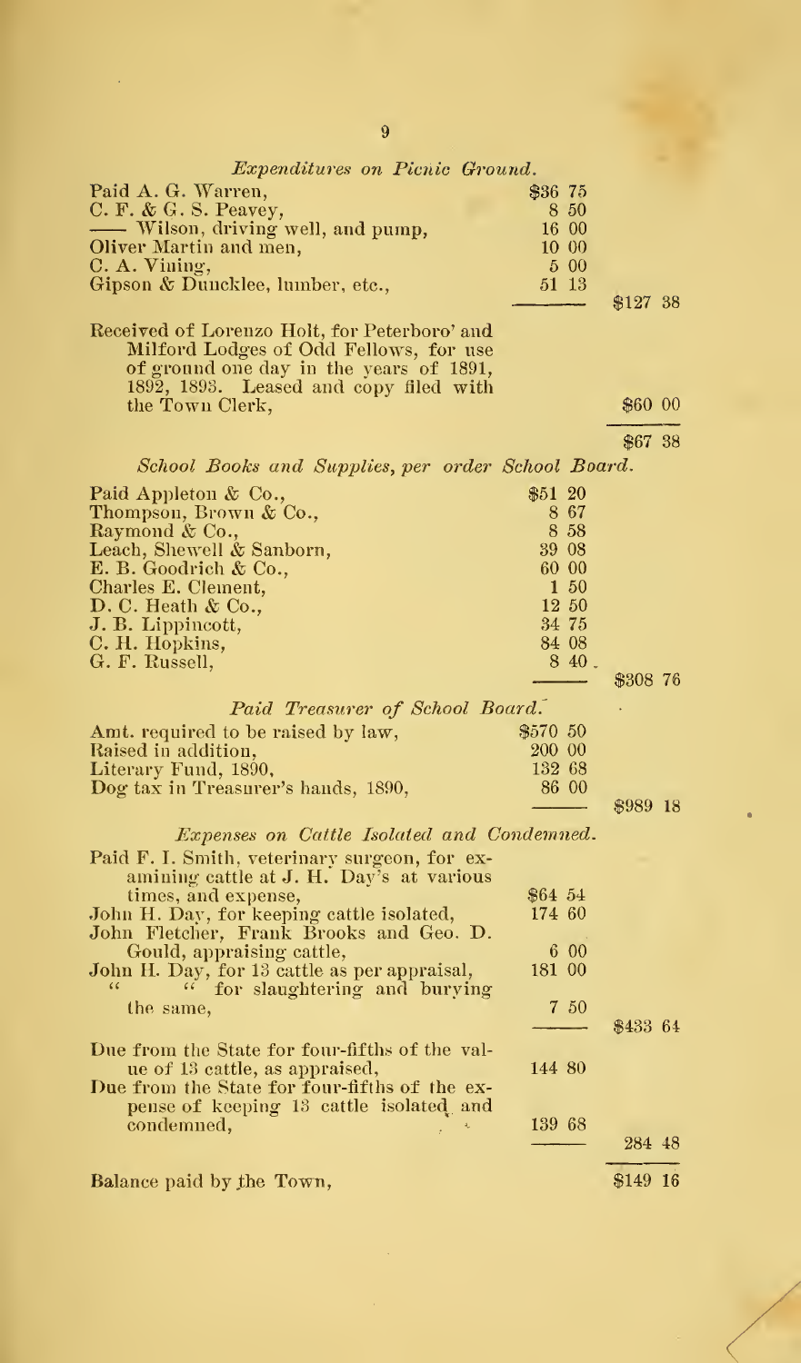*Expenditures on Picnic Ground.*

| | | |
|---|---|---|
| Paid A. G. Warren, | $36 75 | |
| C. F. & G. S. Peavey, | 8 50 | |
| —— Wilson, driving well, and pump, | 16 00 | |
| Oliver Martin and men, | 10 00 | |
| C. A. Vining, | 5 00 | |
| Gipson & Duncklee, lumber, etc., | 51 13 | |
| | | $127 38 |
| Received of Lorenzo Holt, for Peterboro' and Milford Lodges of Odd Fellows, for use of ground one day in the years of 1891, 1892, 1893. Leased and copy filed with the Town Clerk, | | $60 00 |
| | | $67 38 |

*School Books and Supplies, per order School Board.*

| | | |
|---|---|---|
| Paid Appleton & Co., | $51 20 | |
| Thompson, Brown & Co., | 8 67 | |
| Raymond & Co., | 8 58 | |
| Leach, Shewell & Sanborn, | 39 08 | |
| E. B. Goodrich & Co., | 60 00 | |
| Charles E. Clement, | 1 50 | |
| D. C. Heath & Co., | 12 50 | |
| J. B. Lippincott, | 34 75 | |
| C. H. Hopkins, | 84 08 | |
| G. F. Russell, | 8 40 | |
| | | $308 76 |

*Paid Treasurer of School Board.*

| | | |
|---|---|---|
| Amt. required to be raised by law, | $570 50 | |
| Raised in addition, | 200 00 | |
| Literary Fund, 1890, | 132 68 | |
| Dog tax in Treasurer's hands, 1890, | 86 00 | |
| | | $989 18 |

*Expenses on Cattle Isolated and Condemned.*

| | | |
|---|---|---|
| Paid F. I. Smith, veterinary surgeon, for examining cattle at J. H. Day's at various times, and expense, | $64 54 | |
| John H. Day, for keeping cattle isolated, | 174 60 | |
| John Fletcher, Frank Brooks and Geo. D. Gould, appraising cattle, | 6 00 | |
| John H. Day, for 13 cattle as per appraisal, | 181 00 | |
| " " for slaughtering and burying the same, | 7 50 | |
| | | $433 64 |
| Due from the State for four-fifths of the value of 13 cattle, as appraised, | 144 80 | |
| Due from the State for four-fifths of the expense of keeping 13 cattle isolated and condemned, | 139 68 | |
| | | 284 48 |
| Balance paid by the Town, | | $149 16 |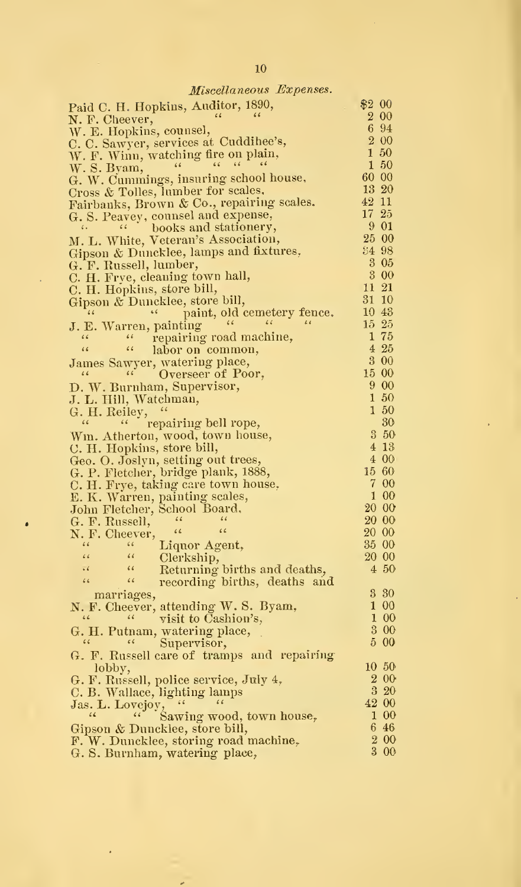*Miscellaneous Expenses.*

| | |
|---|---|
| Paid C. H. Hopkins, Auditor, 1890, | $2 00 |
| N. F. Cheever, " " | 2 00 |
| W. E. Hopkins, counsel, | 6 94 |
| C. C. Sawyer, services at Cuddihee's, | 2 00 |
| W. F. Winn, watching fire on plain, | 1 50 |
| W. S. Byam, " " " " | 1 50 |
| G. W. Cummings, insuring school house, | 60 00 |
| Cross & Tolles, lumber for scales, | 13 20 |
| Fairbanks, Brown & Co., repairing scales. | 42 11 |
| G. S. Peavey, counsel and expense, | 17 25 |
| " " books and stationery, | 9 01 |
| M. L. White, Veteran's Association, | 25 00 |
| Gipson & Duncklee, lamps and fixtures, | 34 98 |
| G. F. Russell, lumber, | 3 05 |
| C. H. Frye, cleaning town hall, | 3 00 |
| C. H. Hopkins, store bill, | 11 21 |
| Gipson & Duncklee, store bill, | 31 10 |
| " " paint, old cemetery fence. | 10 43 |
| J. E. Warren, painting " " " | 15 25 |
| " " repairing road machine, | 1 75 |
| " " labor on common, | 4 25 |
| James Sawyer, watering place, | 3 00 |
| " " Overseer of Poor, | 15 00 |
| D. W. Burnham, Supervisor, | 9 00 |
| J. L. Hill, Watchman, | 1 50 |
| G. H. Reiley, " | 1 50 |
| " " repairing bell rope, | 30 |
| Wm. Atherton, wood, town house, | 3 50 |
| C. H. Hopkins, store bill, | 4 13 |
| Geo. O. Joslyn, setting out trees, | 4 00 |
| G. P. Fletcher, bridge plank, 1888, | 15 60 |
| C. H. Frye, taking care town house, | 7 00 |
| E. K. Warren, painting scales, | 1 00 |
| John Fletcher, School Board, | 20 00 |
| G. F. Russell, " " | 20 00 |
| N. F. Cheever, " " | 20 00 |
| " " Liquor Agent, | 35 00 |
| " " Clerkship, | 20 00 |
| " " Returning births and deaths, | 4 50 |
| " " recording births, deaths and marriages, | 3 30 |
| N. F. Cheever, attending W. S. Byam, | 1 00 |
| " " visit to Cashion's, | 1 00 |
| G. H. Putnam, watering place, | 3 00 |
| " " Supervisor, | 5 00 |
| G. F. Russell care of tramps and repairing lobby, | 10 50 |
| G. F. Russell, police service, July 4, | 2 00 |
| C. B. Wallace, lighting lamps | 3 20 |
| Jas. L. Lovejoy, " " | 42 00 |
| " " Sawing wood, town house, | 1 00 |
| Gipson & Duncklee, store bill, | 6 46 |
| F. W. Duncklee, storing road machine, | 2 00 |
| G. S. Burnham, watering place, | 3 00 |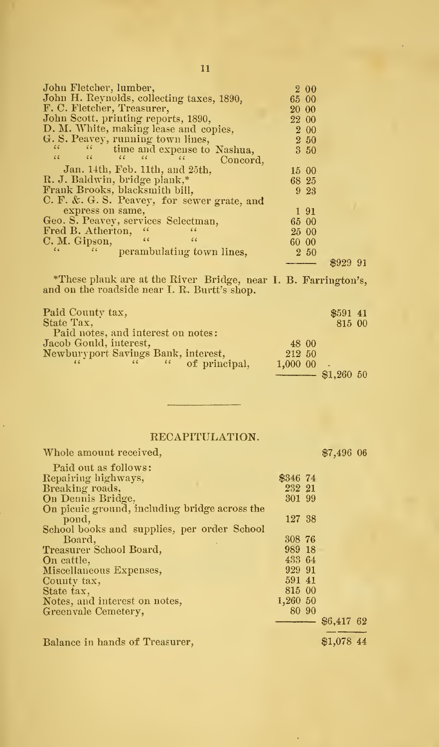| | | |
|---|---|---|
| John Fletcher, lumber, | 2 00 | |
| John H. Reynolds, collecting taxes, 1890, | 65 00 | |
| F. C. Fletcher, Treasurer, | 20 00 | |
| John Scott, printing reports, 1890, | 22 00 | |
| D. M. White, making lease and copies, | 2 00 | |
| G. S. Peavey, running town lines, | 2 50 | |
| " " time and expense to Nashua, | 3 50 | |
| " " " " Concord, Jan. 14th, Feb. 11th, and 25th, | 15 00 | |
| R. J. Baldwin, bridge plank,* | 68 25 | |
| Frank Brooks, blacksmith bill, | 9 23 | |
| C. F. & G. S. Peavey, for sewer grate, and express on same, | 1 91 | |
| Geo. S. Peavey, services Selectman, | 65 00 | |
| Fred B. Atherton, " " | 25 00 | |
| C. M. Gipson, " " | 60 00 | |
| " " perambulating town lines, | 2 50 | |
| | | $929 91 |

*These plank are at the River Bridge, near I. B. Farrington's, and on the roadside near I. R. Burtt's shop.

| | | |
|---|---|---|
| Paid County tax, | | $591 41 |
| State Tax, | | 815 00 |
| Paid notes, and interest on notes: | | |
| Jacob Gould, interest, | 48 00 | |
| Newburyport Savings Bank, interest, | 212 50 | |
| " " " of principal, | 1,000 00 | |
| | | $1,260 50 |

## RECAPITULATION.

| | | |
|---|---|---|
| Whole amount received, | | $7,496 06 |
| Paid out as follows: | | |
| Repairing highways, | $346 74 | |
| Breaking roads, | 232 21 | |
| On Dennis Bridge, | 301 99 | |
| On picnic ground, including bridge across the pond, | 127 38 | |
| School books and supplies, per order School Board, | 308 76 | |
| Treasurer School Board, | 989 18 | |
| On cattle, | 433 64 | |
| Miscellaneous Expenses, | 929 91 | |
| County tax, | 591 41 | |
| State tax, | 815 00 | |
| Notes, and interest on notes, | 1,260 50 | |
| Greenvale Cemetery, | 80 90 | |
| | | $6,417 62 |
| Balance in hands of Treasurer, | | $1,078 44 |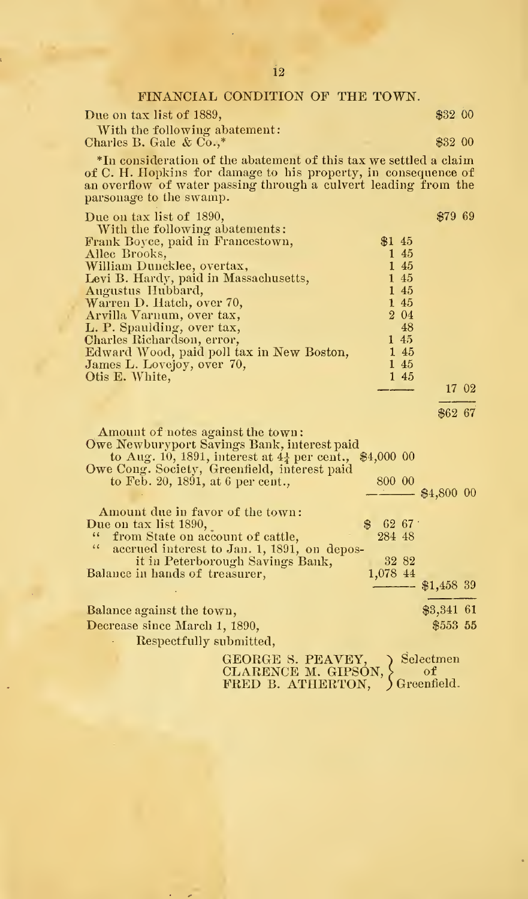## FINANCIAL CONDITION OF THE TOWN.

| | | |
|---|---|---|
| Due on tax list of 1889, | | $32 00 |
| With the following abatement: | | |
| Charles B. Gale & Co.,* | | $32 00 |

*In consideration of the abatement of this tax we settled a claim of C. H. Hopkins for damage to his property, in consequence of an overflow of water passing through a culvert leading from the parsonage to the swamp.

| | | |
|---|---|---|
| Due on tax list of 1890, | | $79 69 |
| With the following abatements: | | |
| Frank Boyce, paid in Francestown, | $1 45 | |
| Allec Brooks, | 1 45 | |
| William Duncklee, overtax, | 1 45 | |
| Levi B. Hardy, paid in Massachusetts, | 1 45 | |
| Augustus Hubbard, | 1 45 | |
| Warren D. Hatch, over 70, | 1 45 | |
| Arvilla Varnum, over tax, | 2 04 | |
| L. P. Spaulding, over tax, | 48 | |
| Charles Richardson, error, | 1 45 | |
| Edward Wood, paid poll tax in New Boston, | 1 45 | |
| James L. Lovejoy, over 70, | 1 45 | |
| Otis E. White, | 1 45 | |
| | | 17 02 |
| | | $62 67 |

| | | |
|---|---|---|
| Amount of notes against the town: | | |
| Owe Newburyport Savings Bank, interest paid to Aug. 10, 1891, interest at $4\frac{1}{4}$ per cent., | $4,000 00 | |
| Owe Cong. Society, Greenfield, interest paid to Feb. 20, 1891, at 6 per cent., | 800 00 | |
| | | $4,800 00 |

| | | |
|---|---|---|
| Amount due in favor of the town: | | |
| Due on tax list 1890, | $ 62 67 | |
| " from State on account of cattle, | 284 48 | |
| " accrued interest to Jan. 1, 1891, on deposit in Peterborough Savings Bank, | 32 82 | |
| Balance in hands of treasurer, | 1,078 44 | |
| | | $1,458 39 |

| | |
|---|---|
| Balance against the town, | $3,341 61 |
| Decrease since March 1, 1890, | $553 55 |

Respectfully submitted,

GEORGE S. PEAVEY,
CLARENCE M. GIPSON,
FRED B. ATHERTON,
Selectmen of Greenfield.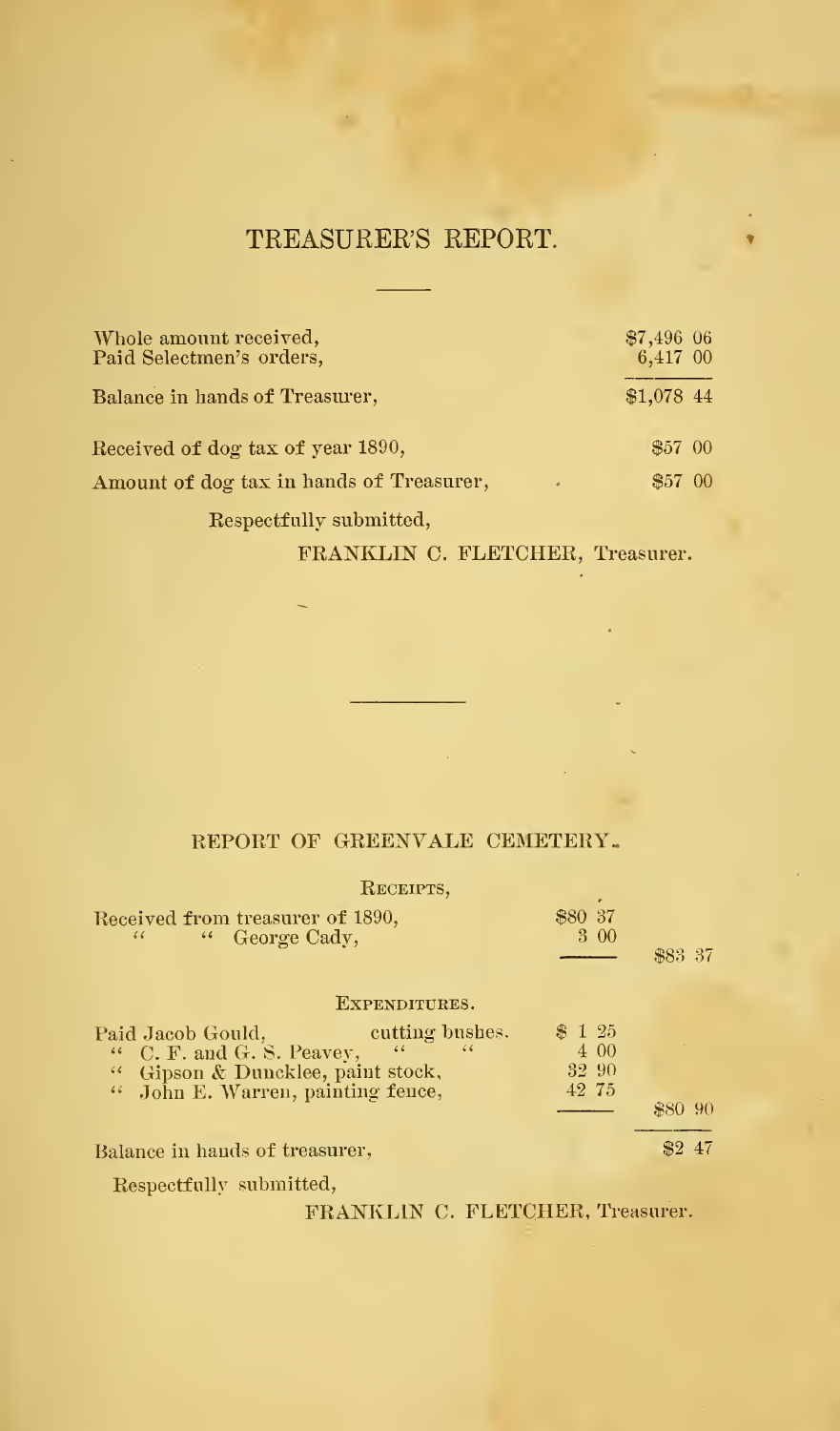## TREASURER'S REPORT.

| | |
|---|---|
| Whole amount received, | $7,496 06 |
| Paid Selectmen's orders, | 6,417 00 |
| Balance in hands of Treasurer, | $1,078 44 |
| Received of dog tax of year 1890, | $57 00 |
| Amount of dog tax in hands of Treasurer, | $57 00 |

Respectfully submitted,

FRANKLIN C. FLETCHER, Treasurer.

---

## REPORT OF GREENVALE CEMETERY.

RECEIPTS,

| | | |
|---|---|---|
| Received from treasurer of 1890, | $80 37 | |
| " " George Cady, | 3 00 | |
| | | $83 37 |

EXPENDITURES.

| | | |
|---|---|---|
| Paid Jacob Gould, cutting bushes. | $ 1 25 | |
| " C. F. and G. S. Peavey, " " | 4 00 | |
| " Gipson & Duncklee, paint stock, | 32 90 | |
| " John E. Warren, painting fence, | 42 75 | |
| | | $80 90 |
| Balance in hands of treasurer, | | $2 47 |

Respectfully submitted,

FRANKLIN C. FLETCHER, Treasurer.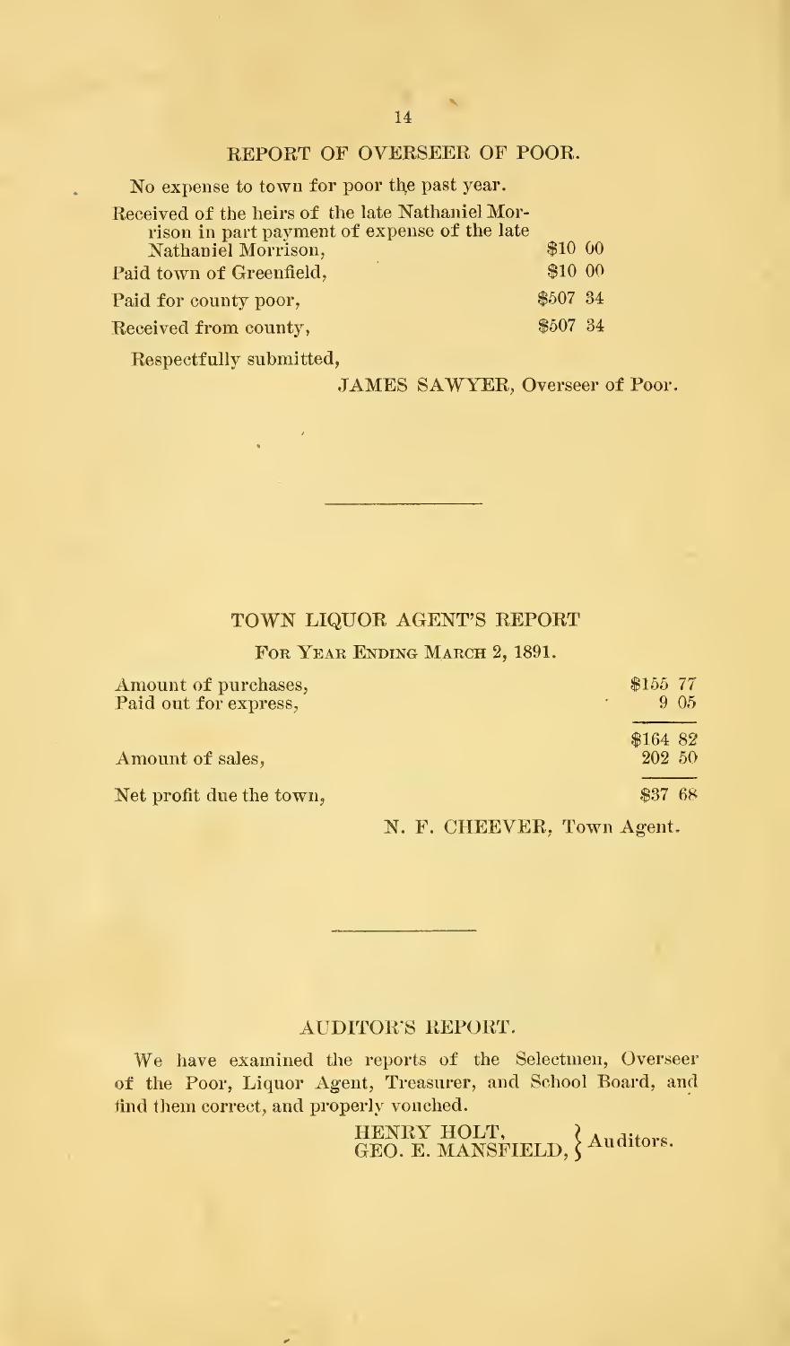## REPORT OF OVERSEER OF POOR.

No expense to town for poor the past year.

| | |
|---|---|
| Received of the heirs of the late Nathaniel Morrison in part payment of expense of the late Nathaniel Morrison, | $10 00 |
| Paid town of Greenfield, | $10 00 |
| Paid for county poor, | $507 34 |
| Received from county, | $507 34 |

Respectfully submitted,

JAMES SAWYER, Overseer of Poor.

---

## TOWN LIQUOR AGENT'S REPORT

### For Year Ending March 2, 1891.

| | |
|---|---|
| Amount of purchases, | $155 77 |
| Paid out for express, | 9 05 |
| | $164 82 |
| Amount of sales, | 202 50 |
| Net profit due the town, | $37 68 |

N. F. CHEEVER, Town Agent.

---

## AUDITOR'S REPORT.

We have examined the reports of the Selectmen, Overseer of the Poor, Liquor Agent, Treasurer, and School Board, and find them correct, and properly vouched.

HENRY HOLT,
GEO. E. MANSFIELD, } Auditors.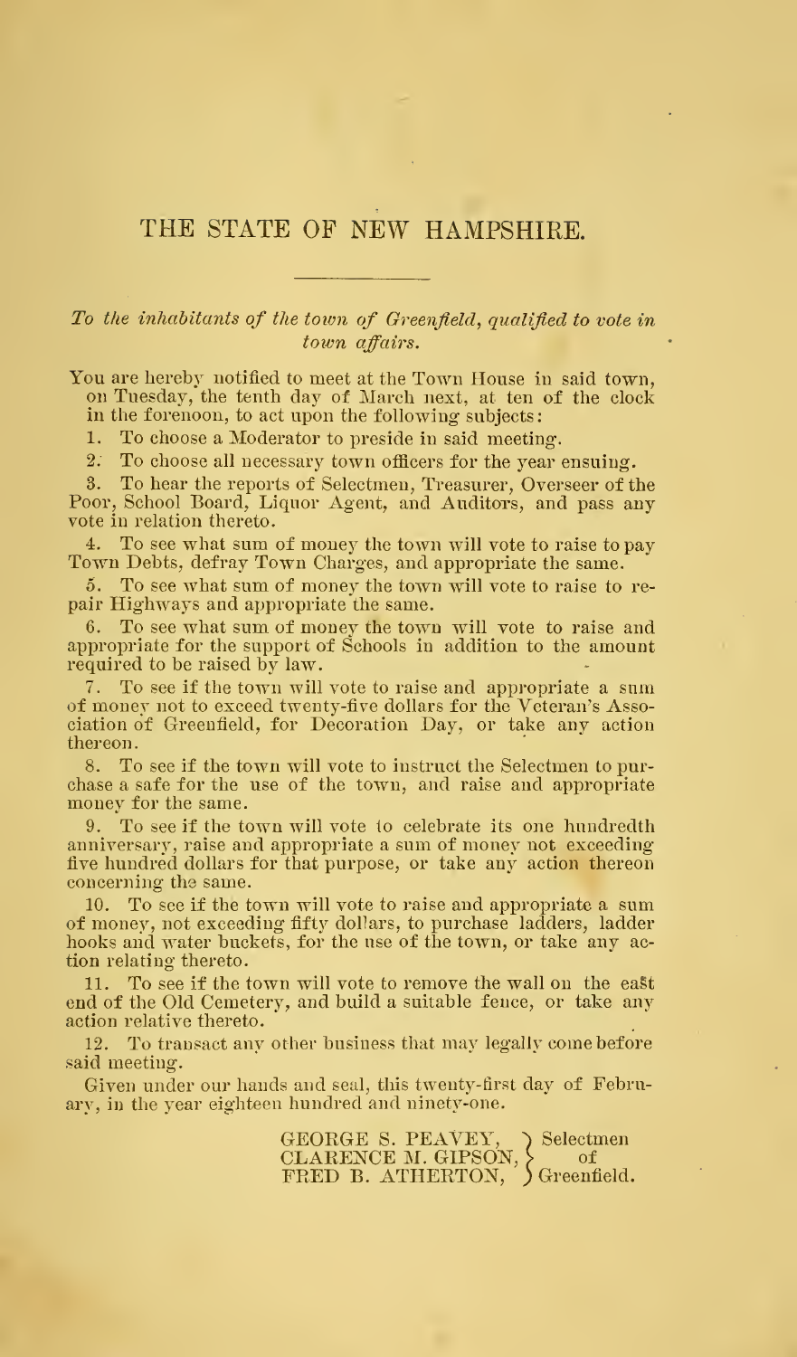# THE STATE OF NEW HAMPSHIRE.

*To the inhabitants of the town of Greenfield, qualified to vote in town affairs.*

You are hereby notified to meet at the Town House in said town, on Tuesday, the tenth day of March next, at ten of the clock in the forenoon, to act upon the following subjects:

1. To choose a Moderator to preside in said meeting.

2. To choose all necessary town officers for the year ensuing.

3. To hear the reports of Selectmen, Treasurer, Overseer of the Poor, School Board, Liquor Agent, and Auditors, and pass any vote in relation thereto.

4. To see what sum of money the town will vote to raise to pay Town Debts, defray Town Charges, and appropriate the same.

5. To see what sum of money the town will vote to raise to repair Highways and appropriate the same.

6. To see what sum of money the town will vote to raise and appropriate for the support of Schools in addition to the amount required to be raised by law.

7. To see if the town will vote to raise and appropriate a sum of money not to exceed twenty-five dollars for the Veteran's Association of Greenfield, for Decoration Day, or take any action thereon.

8. To see if the town will vote to instruct the Selectmen to purchase a safe for the use of the town, and raise and appropriate money for the same.

9. To see if the town will vote to celebrate its one hundredth anniversary, raise and appropriate a sum of money not exceeding five hundred dollars for that purpose, or take any action thereon concerning the same.

10. To see if the town will vote to raise and appropriate a sum of money, not exceeding fifty dollars, to purchase ladders, ladder hooks and water buckets, for the use of the town, or take any action relating thereto.

11. To see if the town will vote to remove the wall on the east end of the Old Cemetery, and build a suitable fence, or take any action relative thereto.

12. To transact any other business that may legally come before said meeting.

Given under our hands and seal, this twenty-first day of February, in the year eighteen hundred and ninety-one.

GEORGE S. PEAVEY,
CLARENCE M. GIPSON,
FRED B. ATHERTON,
Selectmen of Greenfield.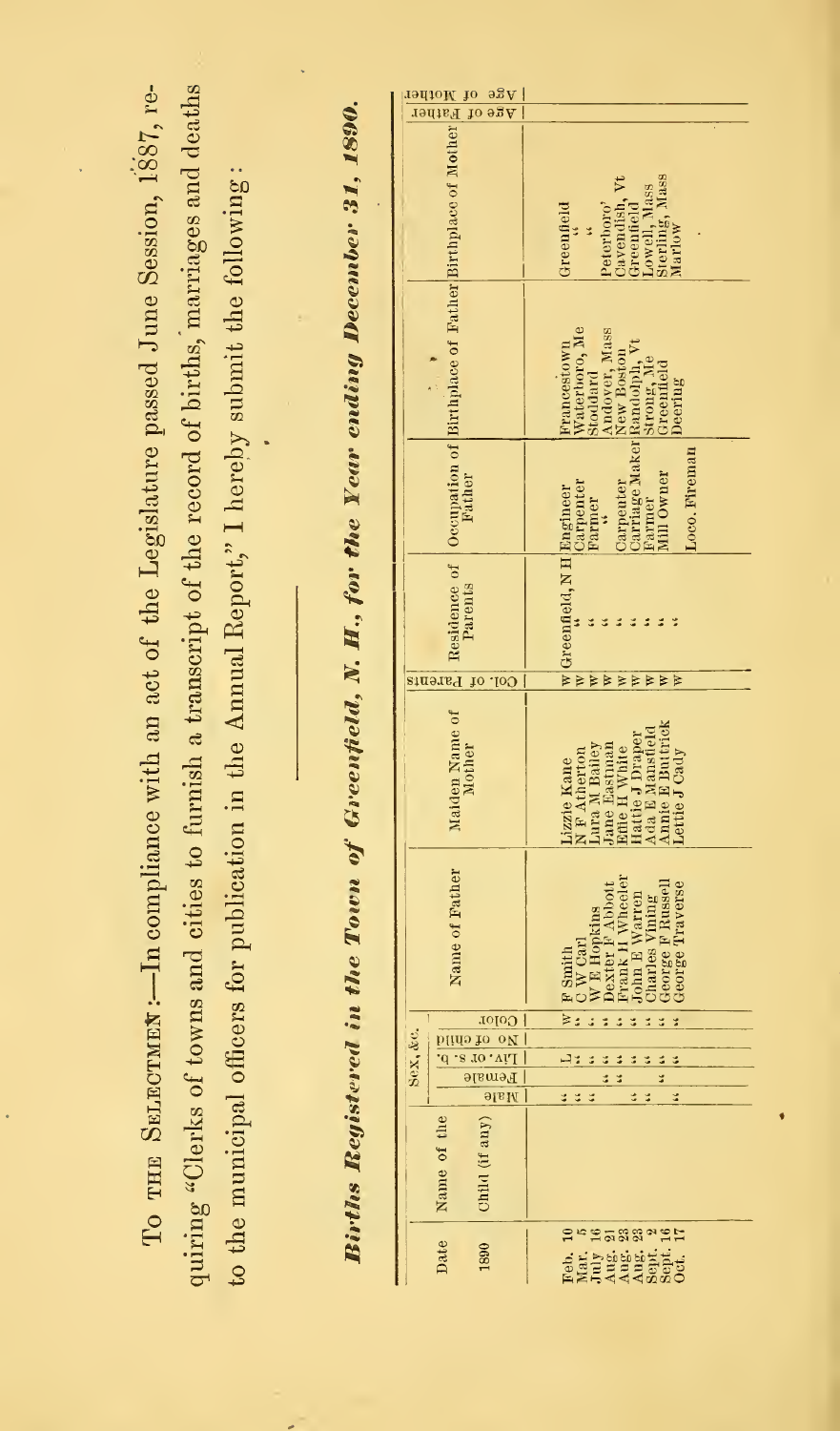To the Selectmen:—In compliance with an act of the Legislature passed June Session, 1887, requiring "Clerks of towns and cities to furnish a transcript of the record of births, marriages and deaths to the municipal officers for publication in the Annual Report," I hereby submit the following:

## *Births Registered in the Town of Greenfield, N. H., for the Year ending December 31, 1890.*

| Date 1890 | Name of the Child (if any) | Sex, &c. Male | Female | Live or s.b. | No of child | Color | Name of Father | Maiden Name of Mother | Col. of Parents | Residence of Parents | Occupation of Father | Birthplace of Father | Birthplace of Mother | Age of Father | Age of Mother |
|---|---|---|---|---|---|---|---|---|---|---|---|---|---|---|---|
| Feb. 10 | | 1 | | L | | W | F Smith | Lizzie Kane | W | Greenfield, N H | Engineer | Francestown | Greenfield | | |
| Mar. 5 | | 1 | | " | | " | C W Carl | N F Atherton | W | " | Carpenter | Waterboro, Me | " | | |
| July 16 | | 1 | | " | | " | W E Hopkins | Lura M Bailey | W | " | Farmer | Stoddard | " | | |
| Aug. 21 | | | 1 | " | | " | Dexter F Abbott | Jane Eastman | W | " | " | Andover, Mass | Peterboro' | | |
| Aug. 23 | | | 1 | " | | " | Frank H Wheeler | Ettie H White | W | " | Carpenter | New Boston | Cavendish, Vt | | |
| Aug. 23 | | 1 | | " | | " | John E Warren | Hattie J Draper | W | " | Carriage Maker | Randolph, Vt | Greenfield | | |
| Sept. 2 | | 1 | | " | | " | Charles Vining | Ada E Mansfield | W | " | Farmer | Strong, Me | Lowell, Mass | | |
| Sept. 16 | | | 1 | " | | " | George F Russell | Annie E Buttrick | W | " | Mill Owner | Greenfield | Sterling, Mass | | |
| Oct. 17 | | 1 | | " | | " | George Traverse | Lettie J Cady | W | | Loco. Fireman | Deering | Marlow | | |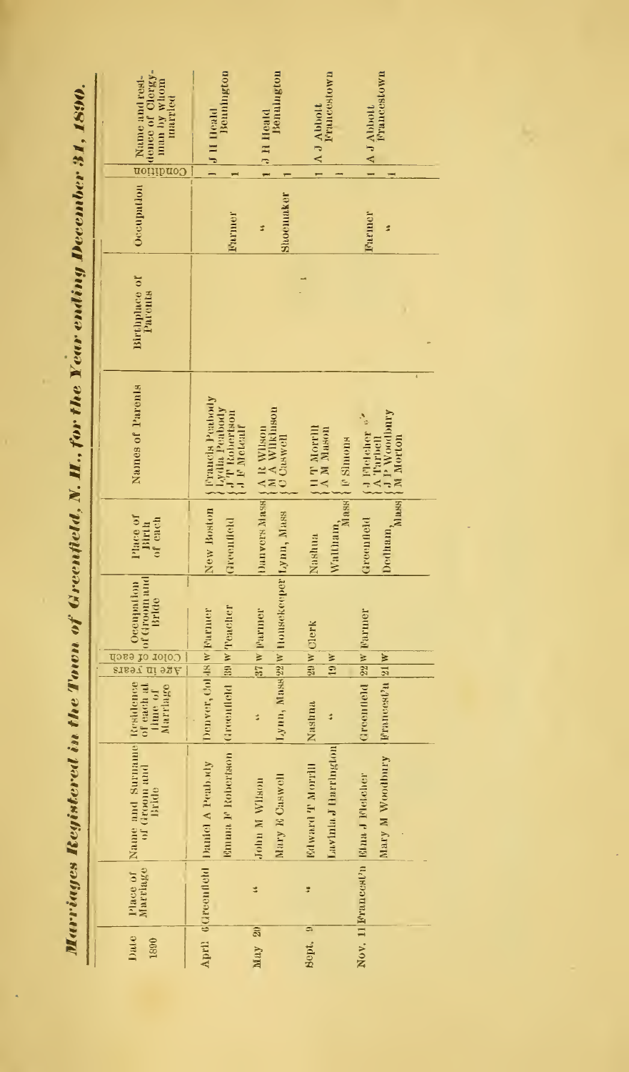## *Marriages Registered in the Town of Greenfield, N. H., for the Year ending December 31, 1890.*

| Date 1890 | Place of Marriage | Name and Surname of Groom and Bride | Residence of each at time of Marriage | Age in Years | Color of each | Occupation of Groom and Bride | Place of Birth of each | Names of Parents | Birthplace of Parents | Occupation | Condition | Name and residence of Clergyman by whom married |
|---|---|---|---|---|---|---|---|---|---|---|---|---|
| April 6 | Greenfield | Daniel A Peabody | Denver, Col | 48 | W | Farmer | New Boston | Francis Peabody / Lydia Peabody | | Farmer | 1 | J H Heald Bennington |
| | | Emma F Robertson | Greenfield | 39 | W | Teacher | Greenfield | J T Robertson / J F Metcalf | | | 1 | |
| May 29 | " | John M Wilson | " | 37 | W | Farmer | Danvers Mass | A R Wilson / M A Wilkinson | | " | 1 | J H Heald Bennington |
| | | Mary E Caswell | Lynn, Mass | 22 | W | Housekeeper | Lynn, Mass | C Caswell | | Shoemaker | 1 | |
| Sept. 9 | " | Edward T Morrill | Nashua | 29 | W | Clerk | Nashua | H T Morrill / A M Mason | | | 1 | A J Abbott Francestown |
| | | Lavinia J Harrington | " | 19 | W | | Waltham, Mass | P Simons | | | 1 | |
| Nov. 11 | Francest'n | Elna J Fletcher | Greenfield | 22 | W | Farmer | Greenfield | J Fletcher / A Tarbell | | Farmer | 1 | A J Abbott Francestown |
| | | Mary M Woodbury | Francest'n | 21 | W | | Dedham, Mass | J P Woodbury / M Morton | | " | 1 | |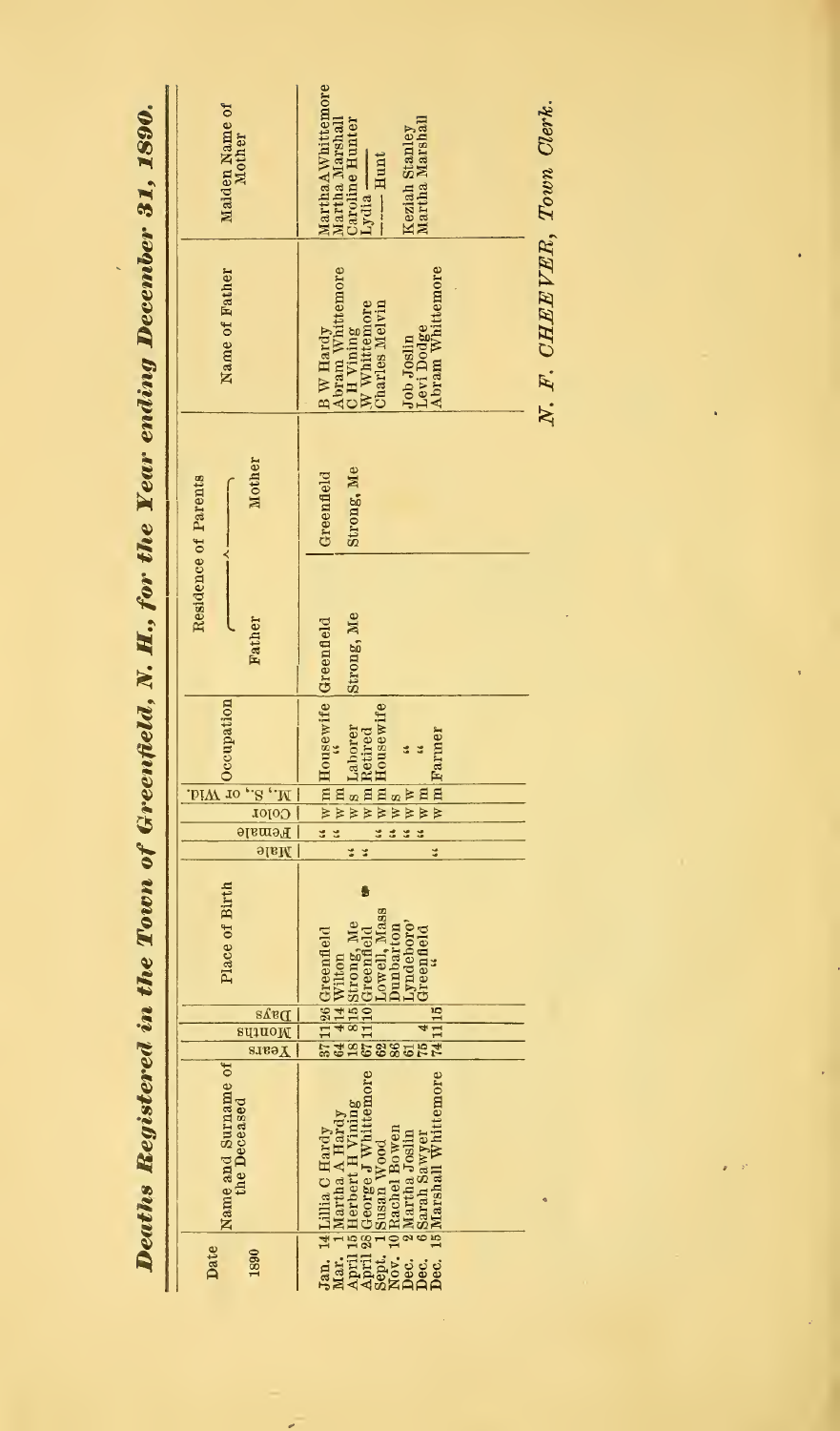## *Deaths Registered in the Town of Greenfield, N. H., for the Year ending December 31, 1890.*

| Date 1890 | Name and Surname of the Deceased | Years | Months | Days | Place of Birth | Male | Female | Color | M., S., or Wid. | Occupation | Residence of Parents — Father | Residence of Parents — Mother | Name of Father | Maiden Name of Mother |
|---|---|---|---|---|---|---|---|---|---|---|---|---|---|---|
| Jan. 14 | Lillia C Hardy | 37 | 11 | 26 | Greenfield | | " | w | m | Housewife | Greenfield | Greenfield | B W Hardy | Martha A Whittemore |
| Mar. 1 | Martha A Hardy | 64 | 4 | 14 | Wilton | | " | w | m | " | | | Abram Whittemore | Martha Marshall |
| April 15 | Herbert H Vining | 18 | 8 | 15 | Strong, Me | " | | w | s | Laborer | Strong, Me | Strong, Me | C H Vining | Caroline Hunter |
| April 28 | George J Whittemore | 67 | 11 | 10 | Greenfield | " | | w | m | Retired | | | W Whittemore | Lydia —— |
| Sept. 1 | Susan Wood | 62 | | | Lowell, Mass | | " | w | m | Housewife | | | Charles Melvin | —— Hunt |
| Nov. 10 | Rachel Bowen | 86 | | | Dunbarton | | " | w | s | | | | | |
| Dec. 2 | Martha Joslin | 61 | | | Lyndeboro' | | " | w | w | " | | | Job Joslin | Keziah Stanley |
| Dec. 6 | Sarah Sawyer | 75 | 4 | | Greenfield | | " | w | w | " | | | Levi Dodge | Martha Marshall |
| Dec. 15 | Marshall Whittemore | 74 | 11 | 15 | " | " | | w | m | Farmer | | | Abram Whittemore | |

*N. F. CHEEVER, Town Clerk.*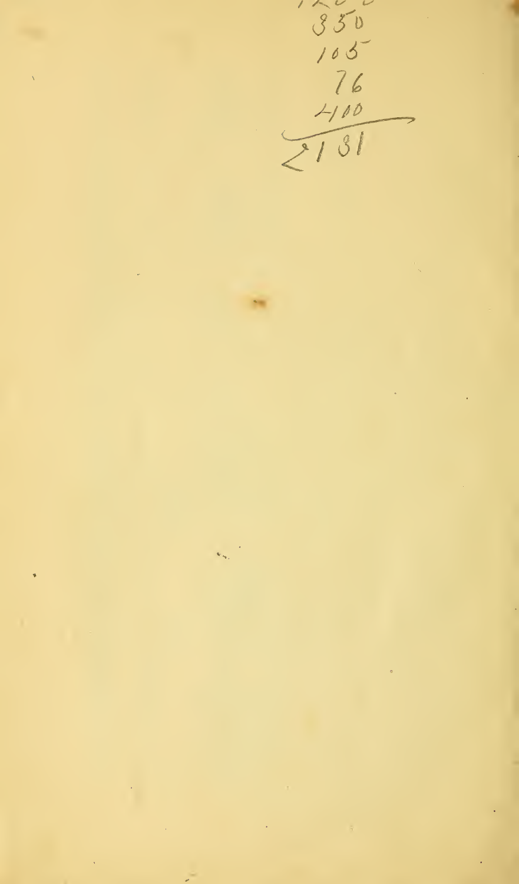1200
350
105
76
400
2131